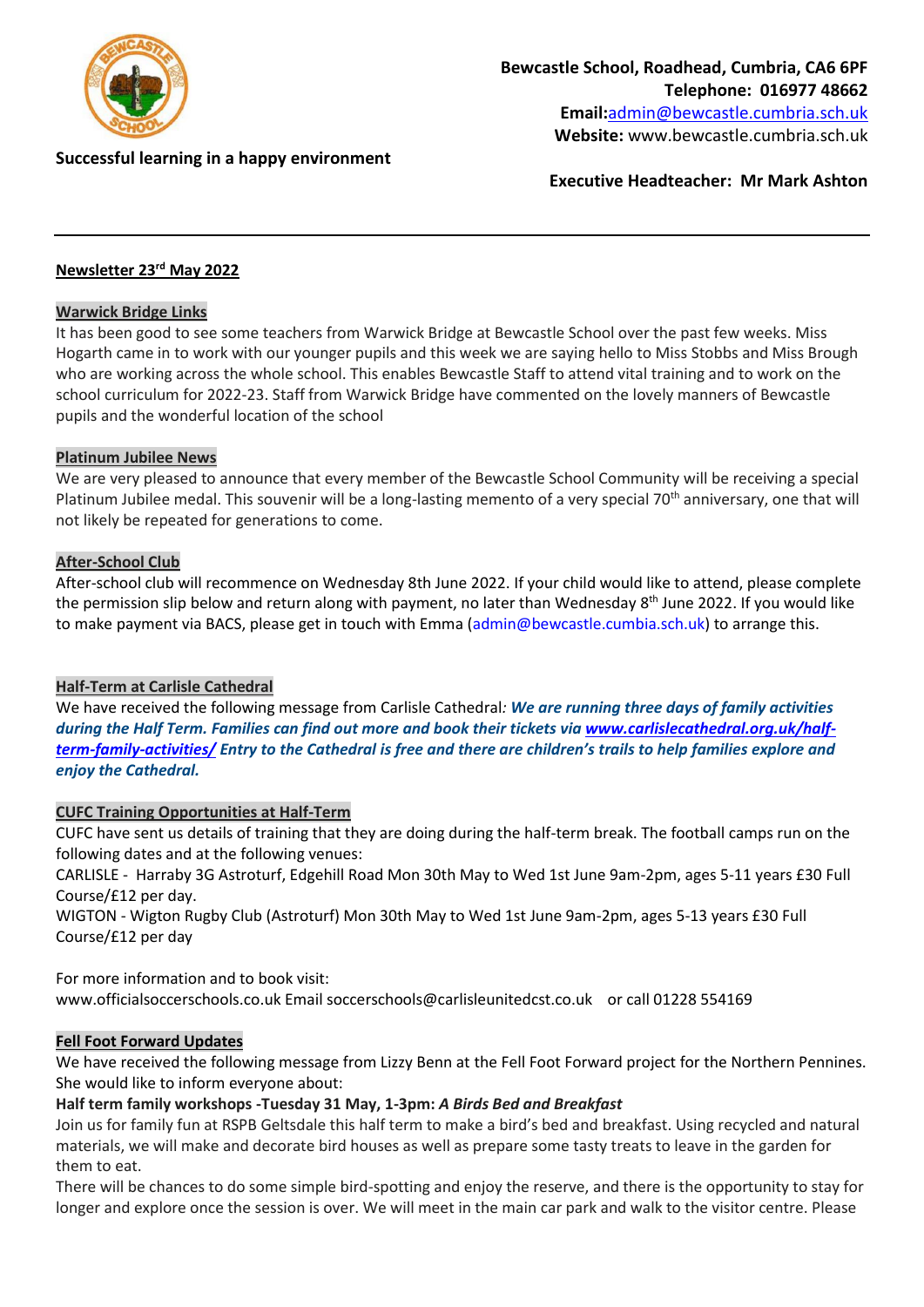**Bewcastle School, Roadhead, Cumbria, CA6 6PF**
**Telephone: 016977 48662**
**Email:**admin@bewcastle.cumbria.sch.uk
**Website:** www.bewcastle.cumbria.sch.uk

**Successful learning in a happy environment**

**Executive Headteacher: Mr Mark Ashton**

---

## Newsletter 23rd May 2022

### Warwick Bridge Links

It has been good to see some teachers from Warwick Bridge at Bewcastle School over the past few weeks. Miss Hogarth came in to work with our younger pupils and this week we are saying hello to Miss Stobbs and Miss Brough who are working across the whole school. This enables Bewcastle Staff to attend vital training and to work on the school curriculum for 2022-23. Staff from Warwick Bridge have commented on the lovely manners of Bewcastle pupils and the wonderful location of the school

### Platinum Jubilee News

We are very pleased to announce that every member of the Bewcastle School Community will be receiving a special Platinum Jubilee medal. This souvenir will be a long-lasting memento of a very special 70th anniversary, one that will not likely be repeated for generations to come.

### After-School Club

After-school club will recommence on Wednesday 8th June 2022. If your child would like to attend, please complete the permission slip below and return along with payment, no later than Wednesday 8th June 2022. If you would like to make payment via BACS, please get in touch with Emma (admin@bewcastle.cumbia.sch.uk) to arrange this.

### Half-Term at Carlisle Cathedral

We have received the following message from Carlisle Cathedral*:* ***We are running three days of family activities during the Half Term. Families can find out more and book their tickets via www.carlislecathedral.org.uk/half-term-family-activities/ Entry to the Cathedral is free and there are children's trails to help families explore and enjoy the Cathedral.***

### CUFC Training Opportunities at Half-Term

CUFC have sent us details of training that they are doing during the half-term break. The football camps run on the following dates and at the following venues:

CARLISLE - Harraby 3G Astroturf, Edgehill Road Mon 30th May to Wed 1st June 9am-2pm, ages 5-11 years £30 Full Course/£12 per day.

WIGTON - Wigton Rugby Club (Astroturf) Mon 30th May to Wed 1st June 9am-2pm, ages 5-13 years £30 Full Course/£12 per day

For more information and to book visit:
www.officialsoccerschools.co.uk Email soccerschools@carlisleunitedcst.co.uk or call 01228 554169

### Fell Foot Forward Updates

We have received the following message from Lizzy Benn at the Fell Foot Forward project for the Northern Pennines. She would like to inform everyone about:

**Half term family workshops -Tuesday 31 May, 1-3pm:** ***A Birds Bed and Breakfast***

Join us for family fun at RSPB Geltsdale this half term to make a bird's bed and breakfast. Using recycled and natural materials, we will make and decorate bird houses as well as prepare some tasty treats to leave in the garden for them to eat.

There will be chances to do some simple bird-spotting and enjoy the reserve, and there is the opportunity to stay for longer and explore once the session is over. We will meet in the main car park and walk to the visitor centre. Please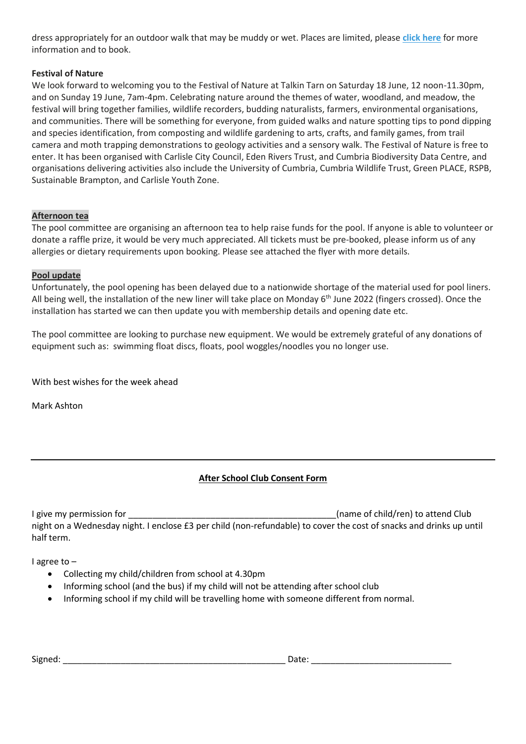dress appropriately for an outdoor walk that may be muddy or wet. Places are limited, please **click here** for more information and to book.

**Festival of Nature**

We look forward to welcoming you to the Festival of Nature at Talkin Tarn on Saturday 18 June, 12 noon-11.30pm, and on Sunday 19 June, 7am-4pm. Celebrating nature around the themes of water, woodland, and meadow, the festival will bring together families, wildlife recorders, budding naturalists, farmers, environmental organisations, and communities. There will be something for everyone, from guided walks and nature spotting tips to pond dipping and species identification, from composting and wildlife gardening to arts, crafts, and family games, from trail camera and moth trapping demonstrations to geology activities and a sensory walk. The Festival of Nature is free to enter. It has been organised with Carlisle City Council, Eden Rivers Trust, and Cumbria Biodiversity Data Centre, and organisations delivering activities also include the University of Cumbria, Cumbria Wildlife Trust, Green PLACE, RSPB, Sustainable Brampton, and Carlisle Youth Zone.

**Afternoon tea**

The pool committee are organising an afternoon tea to help raise funds for the pool. If anyone is able to volunteer or donate a raffle prize, it would be very much appreciated. All tickets must be pre-booked, please inform us of any allergies or dietary requirements upon booking. Please see attached the flyer with more details.

**Pool update**

Unfortunately, the pool opening has been delayed due to a nationwide shortage of the material used for pool liners. All being well, the installation of the new liner will take place on Monday 6th June 2022 (fingers crossed). Once the installation has started we can then update you with membership details and opening date etc.

The pool committee are looking to purchase new equipment. We would be extremely grateful of any donations of equipment such as: swimming float discs, floats, pool woggles/noodles you no longer use.

With best wishes for the week ahead

Mark Ashton

---

**After School Club Consent Form**

I give my permission for ___________________________________________(name of child/ren) to attend Club night on a Wednesday night. I enclose £3 per child (non-refundable) to cover the cost of snacks and drinks up until half term.

I agree to –

- Collecting my child/children from school at 4.30pm
- Informing school (and the bus) if my child will not be attending after school club
- Informing school if my child will be travelling home with someone different from normal.

Signed: _______________________________________________ Date: _____________________________